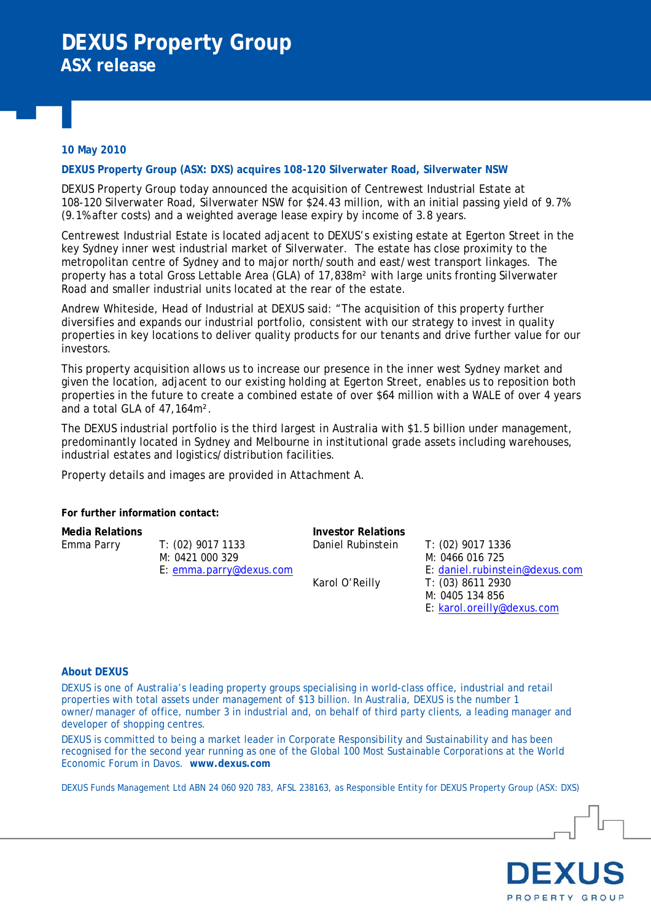# DEXUS Property Group
## ASX release

**10 May 2010**

**DEXUS Property Group (ASX: DXS) acquires 108-120 Silverwater Road, Silverwater NSW**

DEXUS Property Group today announced the acquisition of Centrewest Industrial Estate at 108-120 Silverwater Road, Silverwater NSW for $24.43 million, with an initial passing yield of 9.7% (9.1% after costs) and a weighted average lease expiry by income of 3.8 years.

Centrewest Industrial Estate is located adjacent to DEXUS's existing estate at Egerton Street in the key Sydney inner west industrial market of Silverwater. The estate has close proximity to the metropolitan centre of Sydney and to major north/south and east/west transport linkages. The property has a total Gross Lettable Area (GLA) of 17,838m² with large units fronting Silverwater Road and smaller industrial units located at the rear of the estate.

Andrew Whiteside, Head of Industrial at DEXUS said: "The acquisition of this property further diversifies and expands our industrial portfolio, consistent with our strategy to invest in quality properties in key locations to deliver quality products for our tenants and drive further value for our investors.

This property acquisition allows us to increase our presence in the inner west Sydney market and given the location, adjacent to our existing holding at Egerton Street, enables us to reposition both properties in the future to create a combined estate of over $64 million with a WALE of over 4 years and a total GLA of 47,164m².

The DEXUS industrial portfolio is the third largest in Australia with $1.5 billion under management, predominantly located in Sydney and Melbourne in institutional grade assets including warehouses, industrial estates and logistics/distribution facilities.

Property details and images are provided in Attachment A.

**For further information contact:**

| **Media Relations** | | **Investor Relations** | |
|---|---|---|---|
| Emma Parry | T: (02) 9017 1133<br>M: 0421 000 329<br>E: emma.parry@dexus.com | Daniel Rubinstein | T: (02) 9017 1336<br>M: 0466 016 725<br>E: daniel.rubinstein@dexus.com |
| | | Karol O'Reilly | T: (03) 8611 2930<br>M: 0405 134 856<br>E: karol.oreilly@dexus.com |

**About DEXUS**

DEXUS is one of Australia's leading property groups specialising in world-class office, industrial and retail properties with total assets under management of $13 billion. In Australia, DEXUS is the number 1 owner/manager of office, number 3 in industrial and, on behalf of third party clients, a leading manager and developer of shopping centres.

DEXUS is committed to being a market leader in Corporate Responsibility and Sustainability and has been recognised for the second year running as one of the Global 100 Most Sustainable Corporations at the World Economic Forum in Davos. **www.dexus.com**

DEXUS Funds Management Ltd ABN 24 060 920 783, AFSL 238163, as Responsible Entity for DEXUS Property Group (ASX: DXS)

DEXUS PROPERTY GROUP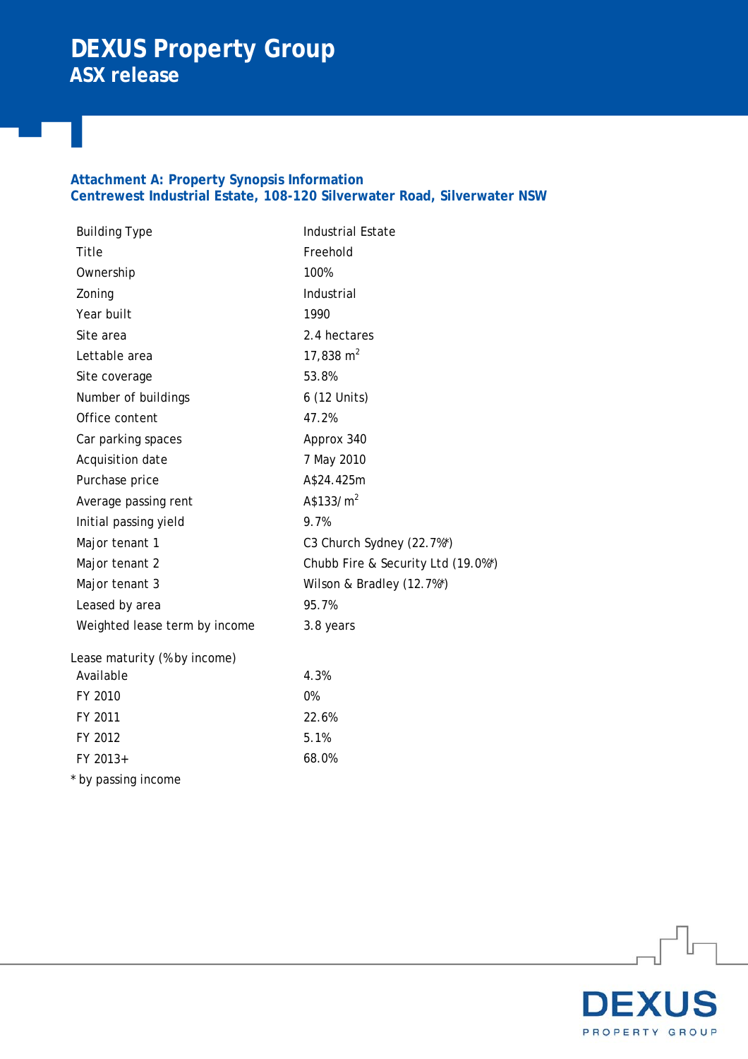# DEXUS Property Group
## ASX release

### Attachment A: Property Synopsis Information
### Centrewest Industrial Estate, 108-120 Silverwater Road, Silverwater NSW

| | |
|---|---|
| Building Type | Industrial Estate |
| Title | Freehold |
| Ownership | 100% |
| Zoning | Industrial |
| Year built | 1990 |
| Site area | 2.4 hectares |
| Lettable area | 17,838 $m^2$ |
| Site coverage | 53.8% |
| Number of buildings | 6 (12 Units) |
| Office content | 47.2% |
| Car parking spaces | Approx 340 |
| Acquisition date | 7 May 2010 |
| Purchase price | A$24.425m |
| Average passing rent | A$133/ $m^2$ |
| Initial passing yield | 9.7% |
| Major tenant 1 | C3 Church Sydney (22.7%*) |
| Major tenant 2 | Chubb Fire & Security Ltd (19.0%*) |
| Major tenant 3 | Wilson & Bradley (12.7%*) |
| Leased by area | 95.7% |
| Weighted lease term by income | 3.8 years |

Lease maturity (% by income)

| | |
|---|---|
| Available | 4.3% |
| FY 2010 | 0% |
| FY 2011 | 22.6% |
| FY 2012 | 5.1% |
| FY 2013+ | 68.0% |

* by passing income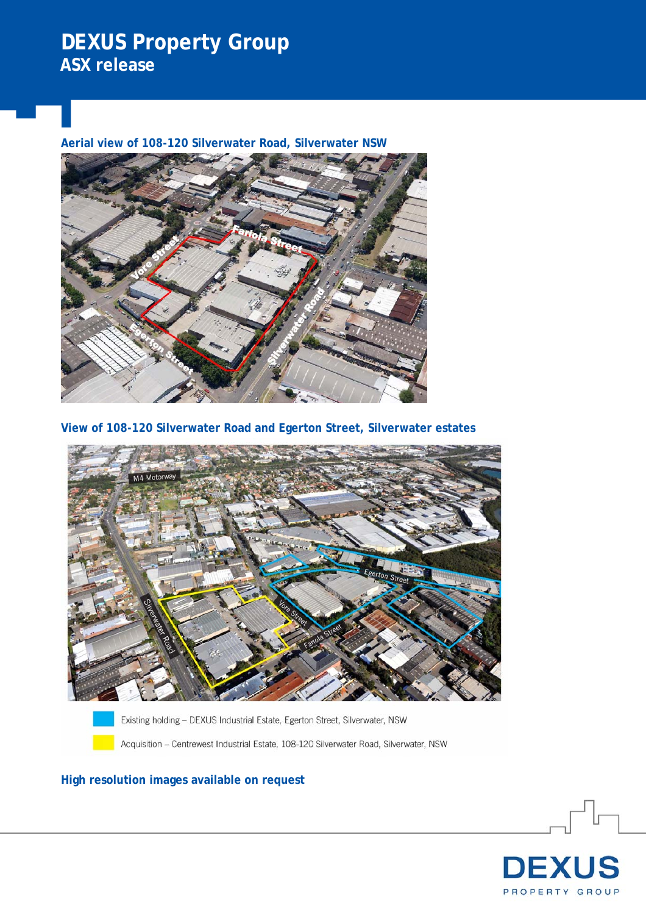# DEXUS Property Group
## ASX release

**Aerial view of 108-120 Silverwater Road, Silverwater NSW**

**View of 108-120 Silverwater Road and Egerton Street, Silverwater estates**

Existing holding – DEXUS Industrial Estate, Egerton Street, Silverwater, NSW

Acquisition – Centrewest Industrial Estate, 108-120 Silverwater Road, Silverwater, NSW

**High resolution images available on request**